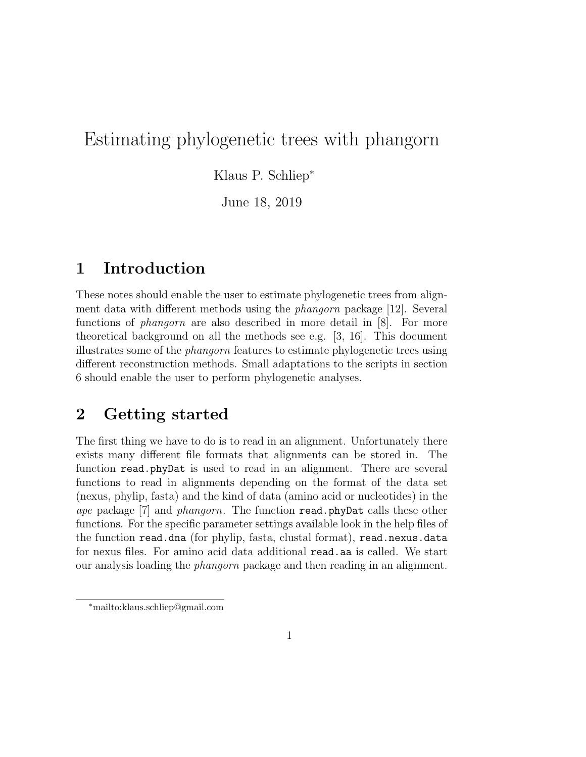# Estimating phylogenetic trees with phangorn

Klaus P. Schliep*

June 18, 2019

## 1 Introduction

These notes should enable the user to estimate phylogenetic trees from alignment data with different methods using the *phangorn* package [12]. Several functions of *phangorn* are also described in more detail in [8]. For more theoretical background on all the methods see e.g. [3, 16]. This document illustrates some of the *phangorn* features to estimate phylogenetic trees using different reconstruction methods. Small adaptations to the scripts in section 6 should enable the user to perform phylogenetic analyses.

## 2 Getting started

The first thing we have to do is to read in an alignment. Unfortunately there exists many different file formats that alignments can be stored in. The function `read.phyDat` is used to read in an alignment. There are several functions to read in alignments depending on the format of the data set (nexus, phylip, fasta) and the kind of data (amino acid or nucleotides) in the *ape* package [7] and *phangorn*. The function `read.phyDat` calls these other functions. For the specific parameter settings available look in the help files of the function `read.dna` (for phylip, fasta, clustal format), `read.nexus.data` for nexus files. For amino acid data additional `read.aa` is called. We start our analysis loading the *phangorn* package and then reading in an alignment.

*mailto:klaus.schliep@gmail.com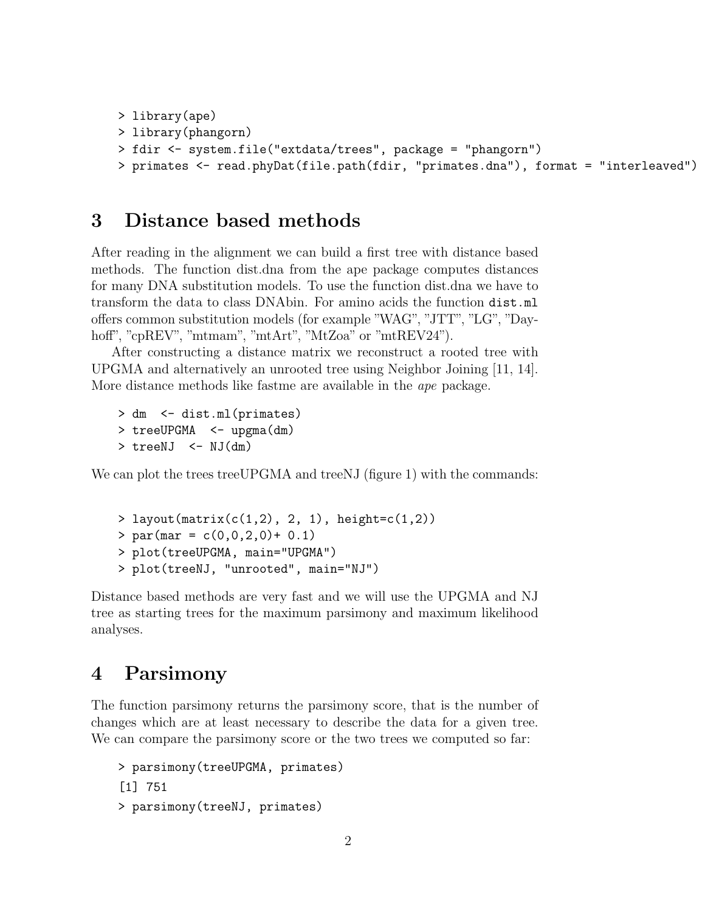```
> library(ape)
> library(phangorn)
> fdir <- system.file("extdata/trees", package = "phangorn")
> primates <- read.phyDat(file.path(fdir, "primates.dna"), format = "interleaved")
```

## 3 Distance based methods

After reading in the alignment we can build a first tree with distance based methods. The function dist.dna from the ape package computes distances for many DNA substitution models. To use the function dist.dna we have to transform the data to class DNAbin. For amino acids the function `dist.ml` offers common substitution models (for example "WAG", "JTT", "LG", "Dayhoff", "cpREV", "mtmam", "mtArt", "MtZoa" or "mtREV24").

After constructing a distance matrix we reconstruct a rooted tree with UPGMA and alternatively an unrooted tree using Neighbor Joining [11, 14]. More distance methods like fastme are available in the *ape* package.

```
> dm  <- dist.ml(primates)
> treeUPGMA  <- upgma(dm)
> treeNJ  <- NJ(dm)
```

We can plot the trees treeUPGMA and treeNJ (figure 1) with the commands:

```
> layout(matrix(c(1,2), 2, 1), height=c(1,2))
> par(mar = c(0,0,2,0)+ 0.1)
> plot(treeUPGMA, main="UPGMA")
> plot(treeNJ, "unrooted", main="NJ")
```

Distance based methods are very fast and we will use the UPGMA and NJ tree as starting trees for the maximum parsimony and maximum likelihood analyses.

## 4 Parsimony

The function parsimony returns the parsimony score, that is the number of changes which are at least necessary to describe the data for a given tree. We can compare the parsimony score or the two trees we computed so far:

```
> parsimony(treeUPGMA, primates)
[1] 751
> parsimony(treeNJ, primates)
```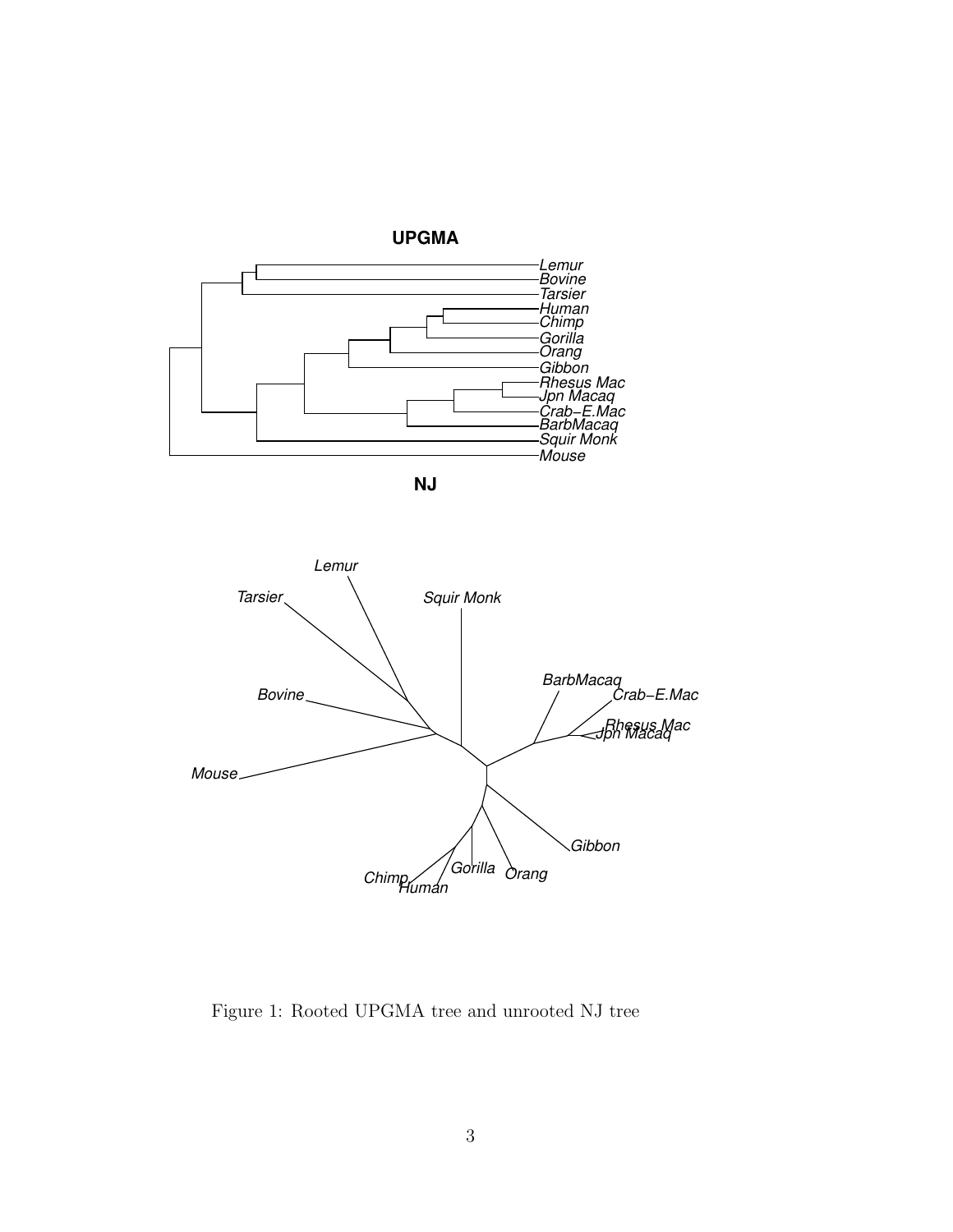Figure 1: Rooted UPGMA tree and unrooted NJ tree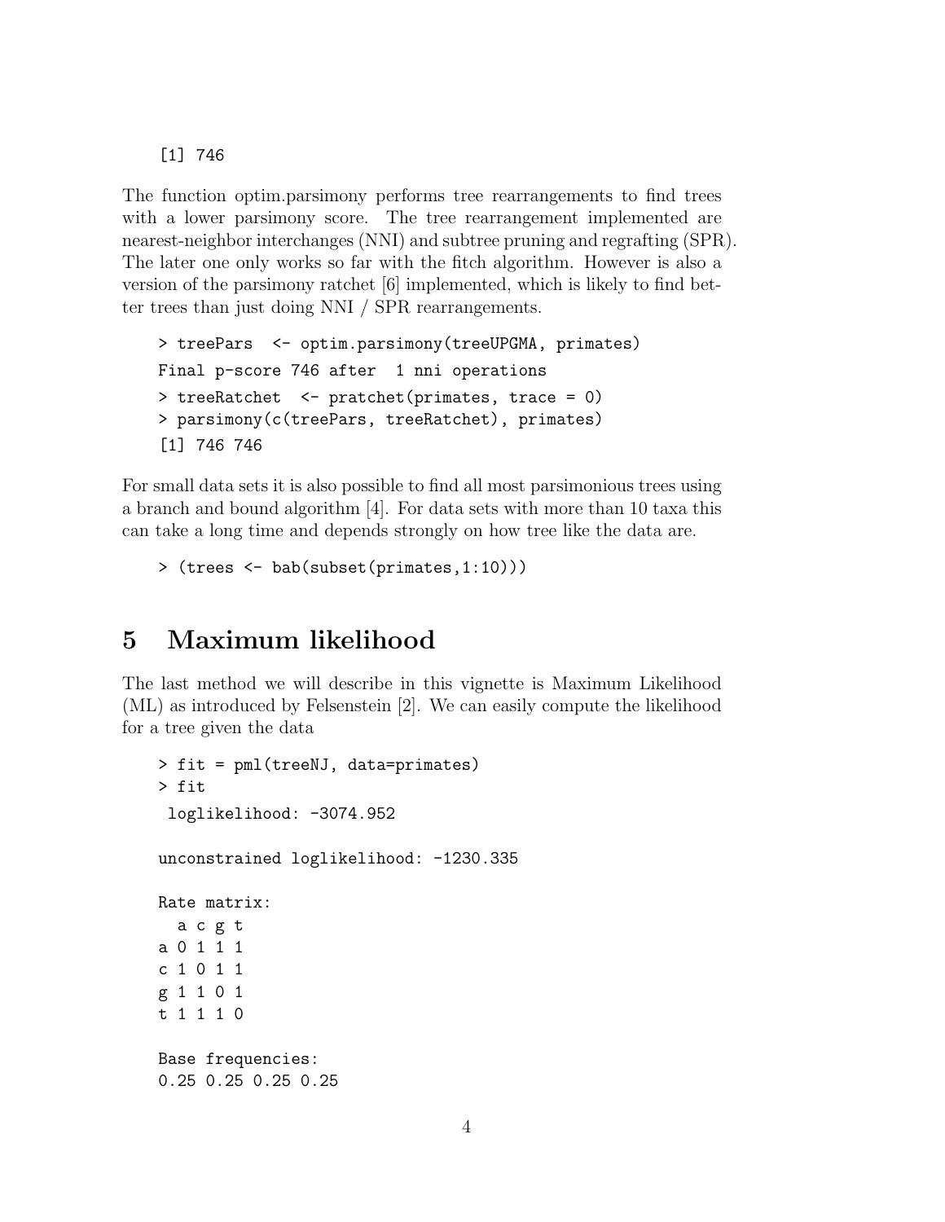```
[1] 746
```

The function optim.parsimony performs tree rearrangements to find trees with a lower parsimony score. The tree rearrangement implemented are nearest-neighbor interchanges (NNI) and subtree pruning and regrafting (SPR). The later one only works so far with the fitch algorithm. However is also a version of the parsimony ratchet [6] implemented, which is likely to find better trees than just doing NNI / SPR rearrangements.

```
> treePars  <- optim.parsimony(treeUPGMA, primates)
Final p-score 746 after  1 nni operations
> treeRatchet  <- pratchet(primates, trace = 0)
> parsimony(c(treePars, treeRatchet), primates)
[1] 746 746
```

For small data sets it is also possible to find all most parsimonious trees using a branch and bound algorithm [4]. For data sets with more than 10 taxa this can take a long time and depends strongly on how tree like the data are.

```
> (trees <- bab(subset(primates,1:10)))
```

# 5 Maximum likelihood

The last method we will describe in this vignette is Maximum Likelihood (ML) as introduced by Felsenstein [2]. We can easily compute the likelihood for a tree given the data

```
> fit = pml(treeNJ, data=primates)
> fit
 loglikelihood: -3074.952

unconstrained loglikelihood: -1230.335

Rate matrix:
  a c g t
a 0 1 1 1
c 1 0 1 1
g 1 1 0 1
t 1 1 1 0

Base frequencies:
0.25 0.25 0.25 0.25
```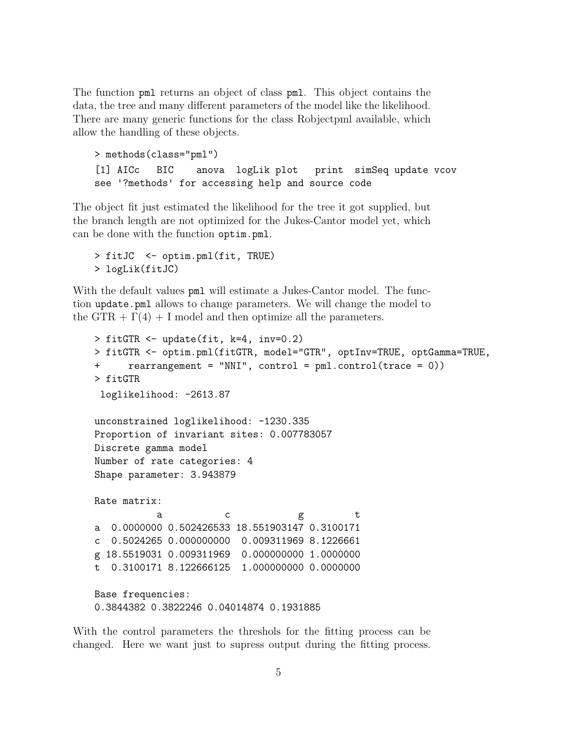The function pml returns an object of class pml. This object contains the data, the tree and many different parameters of the model like the likelihood. There are many generic functions for the class Robjectpml available, which allow the handling of these objects.

```
> methods(class="pml")
[1] AICc   BIC    anova  logLik plot   print  simSeq update vcov
see '?methods' for accessing help and source code
```

The object fit just estimated the likelihood for the tree it got supplied, but the branch length are not optimized for the Jukes-Cantor model yet, which can be done with the function optim.pml.

```
> fitJC  <- optim.pml(fit, TRUE)
> logLik(fitJC)
```

With the default values pml will estimate a Jukes-Cantor model. The function update.pml allows to change parameters. We will change the model to the GTR + $\Gamma(4)$ + I model and then optimize all the parameters.

```
> fitGTR <- update(fit, k=4, inv=0.2)
> fitGTR <- optim.pml(fitGTR, model="GTR", optInv=TRUE, optGamma=TRUE,
+     rearrangement = "NNI", control = pml.control(trace = 0))
> fitGTR
 loglikelihood: -2613.87

unconstrained loglikelihood: -1230.335
Proportion of invariant sites: 0.007783057
Discrete gamma model
Number of rate categories: 4
Shape parameter: 3.943879

Rate matrix:
           a           c            g         t
a  0.0000000 0.502426533 18.551903147 0.3100171
c  0.5024265 0.000000000  0.009311969 8.1226661
g 18.5519031 0.009311969  0.000000000 1.0000000
t  0.3100171 8.122666125  1.000000000 0.0000000

Base frequencies:
0.3844382 0.3822246 0.04014874 0.1931885
```

With the control parameters the threshols for the fitting process can be changed. Here we want just to supress output during the fitting process.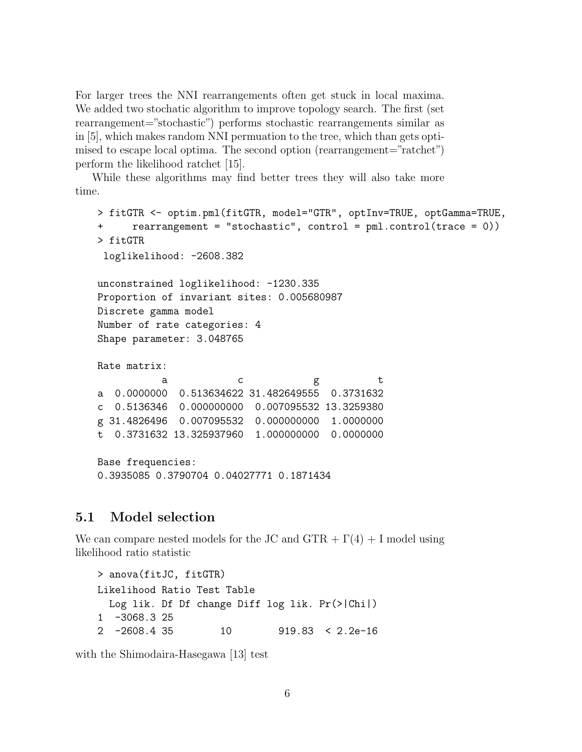For larger trees the NNI rearrangements often get stuck in local maxima. We added two stochatic algorithm to improve topology search. The first (set rearrangement="stochastic") performs stochastic rearrangements similar as in [5], which makes random NNI permuation to the tree, which than gets optimised to escape local optima. The second option (rearrangement="ratchet") perform the likelihood ratchet [15].

While these algorithms may find better trees they will also take more time.

```
> fitGTR <- optim.pml(fitGTR, model="GTR", optInv=TRUE, optGamma=TRUE,
+     rearrangement = "stochastic", control = pml.control(trace = 0))
> fitGTR
 loglikelihood: -2608.382

unconstrained loglikelihood: -1230.335
Proportion of invariant sites: 0.005680987
Discrete gamma model
Number of rate categories: 4
Shape parameter: 3.048765

Rate matrix:
           a           c           g         t
a  0.0000000  0.513634622 31.482649555  0.3731632
c  0.5136346  0.000000000  0.007095532 13.3259380
g 31.4826496  0.007095532  0.000000000  1.0000000
t  0.3731632 13.325937960  1.000000000  0.0000000

Base frequencies:
0.3935085 0.3790704 0.04027771 0.1871434
```

## 5.1 Model selection

We can compare nested models for the JC and GTR + $\Gamma(4)$ + I model using likelihood ratio statistic

```
> anova(fitJC, fitGTR)
Likelihood Ratio Test Table
  Log lik. Df Df change Diff log lik. Pr(>|Chi|)
1  -3068.3 25
2  -2608.4 35        10        919.83  < 2.2e-16
```

with the Shimodaira-Hasegawa [13] test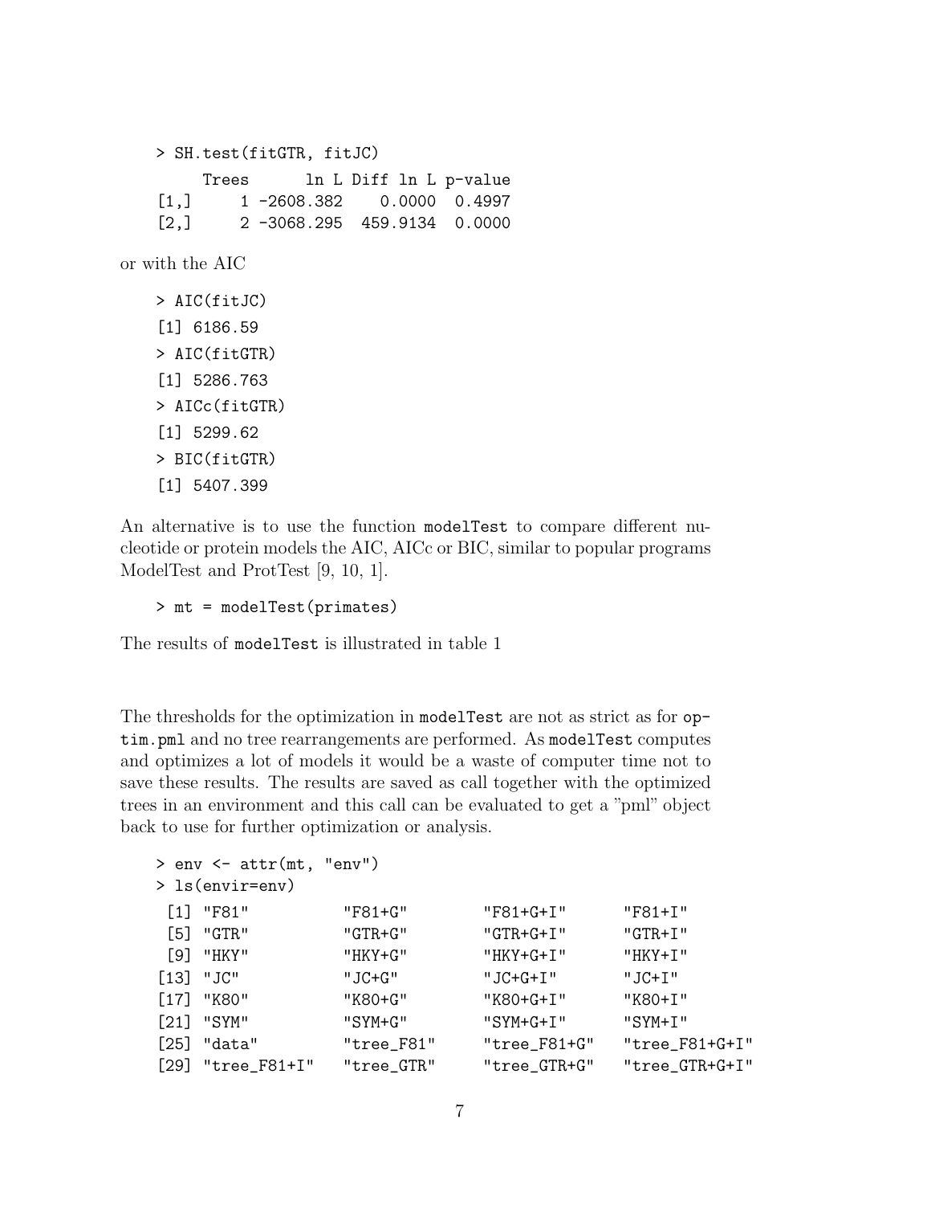```
> SH.test(fitGTR, fitJC)
     Trees      ln L Diff ln L p-value
[1,]     1 -2608.382    0.0000  0.4997
[2,]     2 -3068.295  459.9134  0.0000
```

or with the AIC

```
> AIC(fitJC)
[1] 6186.59
> AIC(fitGTR)
[1] 5286.763
> AICc(fitGTR)
[1] 5299.62
> BIC(fitGTR)
[1] 5407.399
```

An alternative is to use the function `modelTest` to compare different nucleotide or protein models the AIC, AICc or BIC, similar to popular programs ModelTest and ProtTest [9, 10, 1].

```
> mt = modelTest(primates)
```

The results of `modelTest` is illustrated in table 1

The thresholds for the optimization in `modelTest` are not as strict as for `optim.pml` and no tree rearrangements are performed. As `modelTest` computes and optimizes a lot of models it would be a waste of computer time not to save these results. The results are saved as call together with the optimized trees in an environment and this call can be evaluated to get a "pml" object back to use for further optimization or analysis.

```
> env <- attr(mt, "env")
> ls(envir=env)
 [1] "F81"          "F81+G"        "F81+G+I"      "F81+I"
 [5] "GTR"          "GTR+G"        "GTR+G+I"      "GTR+I"
 [9] "HKY"          "HKY+G"        "HKY+G+I"      "HKY+I"
[13] "JC"           "JC+G"         "JC+G+I"       "JC+I"
[17] "K80"          "K80+G"        "K80+G+I"      "K80+I"
[21] "SYM"          "SYM+G"        "SYM+G+I"      "SYM+I"
[25] "data"         "tree_F81"     "tree_F81+G"   "tree_F81+G+I"
[29] "tree_F81+I"   "tree_GTR"     "tree_GTR+G"   "tree_GTR+G+I"
```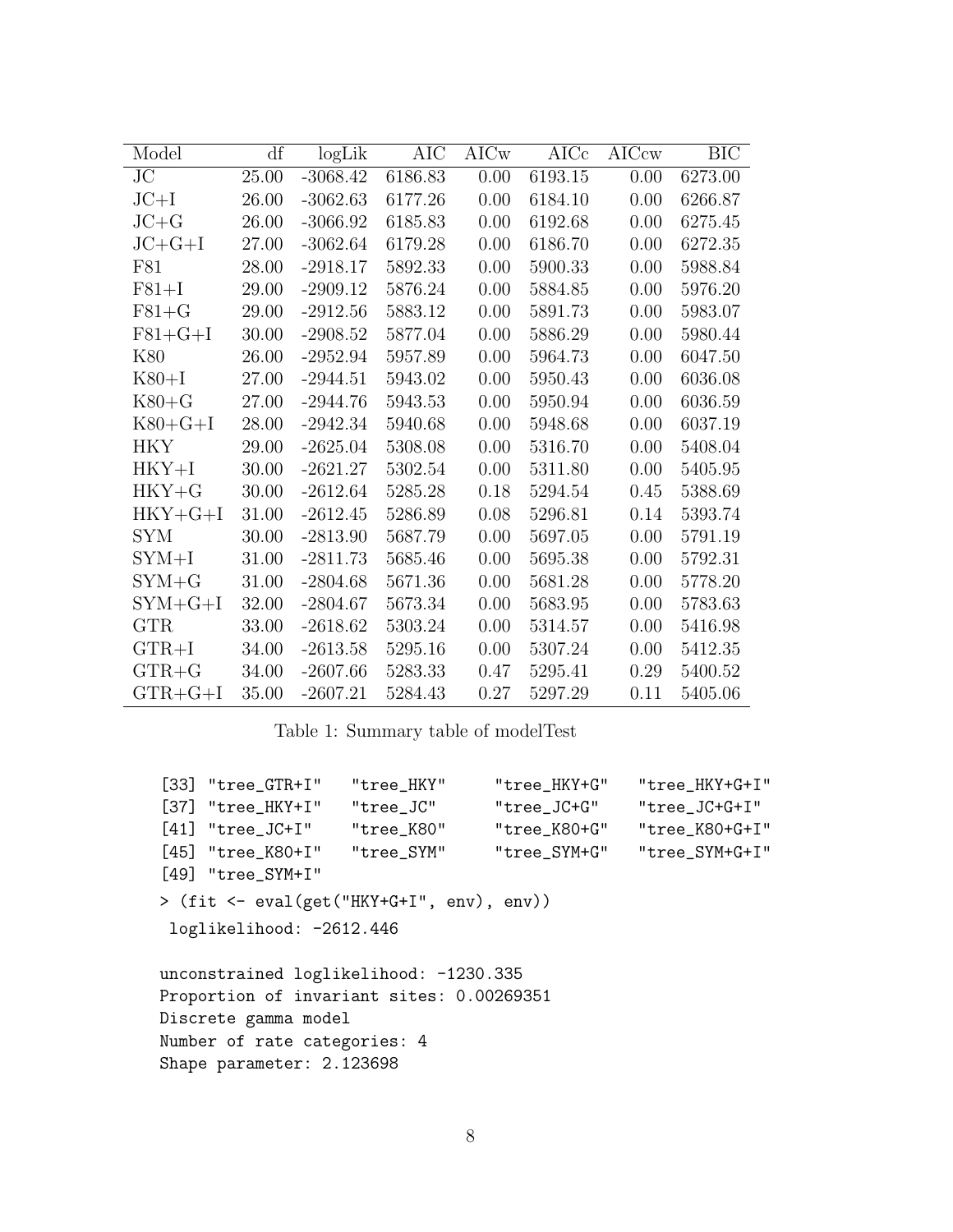| Model | df | logLik | AIC | AICw | AICc | AICcw | BIC |
|---|---|---|---|---|---|---|---|
| JC | 25.00 | -3068.42 | 6186.83 | 0.00 | 6193.15 | 0.00 | 6273.00 |
| JC+I | 26.00 | -3062.63 | 6177.26 | 0.00 | 6184.10 | 0.00 | 6266.87 |
| JC+G | 26.00 | -3066.92 | 6185.83 | 0.00 | 6192.68 | 0.00 | 6275.45 |
| JC+G+I | 27.00 | -3062.64 | 6179.28 | 0.00 | 6186.70 | 0.00 | 6272.35 |
| F81 | 28.00 | -2918.17 | 5892.33 | 0.00 | 5900.33 | 0.00 | 5988.84 |
| F81+I | 29.00 | -2909.12 | 5876.24 | 0.00 | 5884.85 | 0.00 | 5976.20 |
| F81+G | 29.00 | -2912.56 | 5883.12 | 0.00 | 5891.73 | 0.00 | 5983.07 |
| F81+G+I | 30.00 | -2908.52 | 5877.04 | 0.00 | 5886.29 | 0.00 | 5980.44 |
| K80 | 26.00 | -2952.94 | 5957.89 | 0.00 | 5964.73 | 0.00 | 6047.50 |
| K80+I | 27.00 | -2944.51 | 5943.02 | 0.00 | 5950.43 | 0.00 | 6036.08 |
| K80+G | 27.00 | -2944.76 | 5943.53 | 0.00 | 5950.94 | 0.00 | 6036.59 |
| K80+G+I | 28.00 | -2942.34 | 5940.68 | 0.00 | 5948.68 | 0.00 | 6037.19 |
| HKY | 29.00 | -2625.04 | 5308.08 | 0.00 | 5316.70 | 0.00 | 5408.04 |
| HKY+I | 30.00 | -2621.27 | 5302.54 | 0.00 | 5311.80 | 0.00 | 5405.95 |
| HKY+G | 30.00 | -2612.64 | 5285.28 | 0.18 | 5294.54 | 0.45 | 5388.69 |
| HKY+G+I | 31.00 | -2612.45 | 5286.89 | 0.08 | 5296.81 | 0.14 | 5393.74 |
| SYM | 30.00 | -2813.90 | 5687.79 | 0.00 | 5697.05 | 0.00 | 5791.19 |
| SYM+I | 31.00 | -2811.73 | 5685.46 | 0.00 | 5695.38 | 0.00 | 5792.31 |
| SYM+G | 31.00 | -2804.68 | 5671.36 | 0.00 | 5681.28 | 0.00 | 5778.20 |
| SYM+G+I | 32.00 | -2804.67 | 5673.34 | 0.00 | 5683.95 | 0.00 | 5783.63 |
| GTR | 33.00 | -2618.62 | 5303.24 | 0.00 | 5314.57 | 0.00 | 5416.98 |
| GTR+I | 34.00 | -2613.58 | 5295.16 | 0.00 | 5307.24 | 0.00 | 5412.35 |
| GTR+G | 34.00 | -2607.66 | 5283.33 | 0.47 | 5295.41 | 0.29 | 5400.52 |
| GTR+G+I | 35.00 | -2607.21 | 5284.43 | 0.27 | 5297.29 | 0.11 | 5405.06 |

Table 1: Summary table of modelTest

```
[33] "tree_GTR+I"   "tree_HKY"     "tree_HKY+G"   "tree_HKY+G+I"
[37] "tree_HKY+I"   "tree_JC"      "tree_JC+G"    "tree_JC+G+I"
[41] "tree_JC+I"    "tree_K80"     "tree_K80+G"   "tree_K80+G+I"
[45] "tree_K80+I"   "tree_SYM"     "tree_SYM+G"   "tree_SYM+G+I"
[49] "tree_SYM+I"
> (fit <- eval(get("HKY+G+I", env), env))
 loglikelihood: -2612.446

unconstrained loglikelihood: -1230.335
Proportion of invariant sites: 0.00269351
Discrete gamma model
Number of rate categories: 4
Shape parameter: 2.123698
```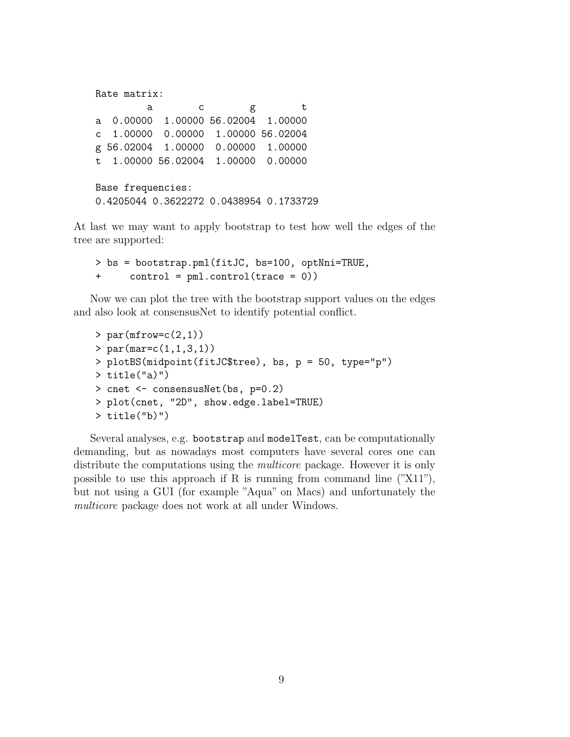```
Rate matrix:
         a        c        g        t
a  0.00000  1.00000 56.02004  1.00000
c  1.00000  0.00000  1.00000 56.02004
g 56.02004  1.00000  0.00000  1.00000
t  1.00000 56.02004  1.00000  0.00000

Base frequencies:
0.4205044 0.3622272 0.0438954 0.1733729
```

At last we may want to apply bootstrap to test how well the edges of the tree are supported:

```
> bs = bootstrap.pml(fitJC, bs=100, optNni=TRUE,
+     control = pml.control(trace = 0))
```

Now we can plot the tree with the bootstrap support values on the edges and also look at consensusNet to identify potential conflict.

```
> par(mfrow=c(2,1))
> par(mar=c(1,1,3,1))
> plotBS(midpoint(fitJC$tree), bs, p = 50, type="p")
> title("a)")
> cnet <- consensusNet(bs, p=0.2)
> plot(cnet, "2D", show.edge.label=TRUE)
> title("b)")
```

Several analyses, e.g. `bootstrap` and `modelTest`, can be computationally demanding, but as nowadays most computers have several cores one can distribute the computations using the *multicore* package. However it is only possible to use this approach if R is running from command line ("X11"), but not using a GUI (for example "Aqua" on Macs) and unfortunately the *multicore* package does not work at all under Windows.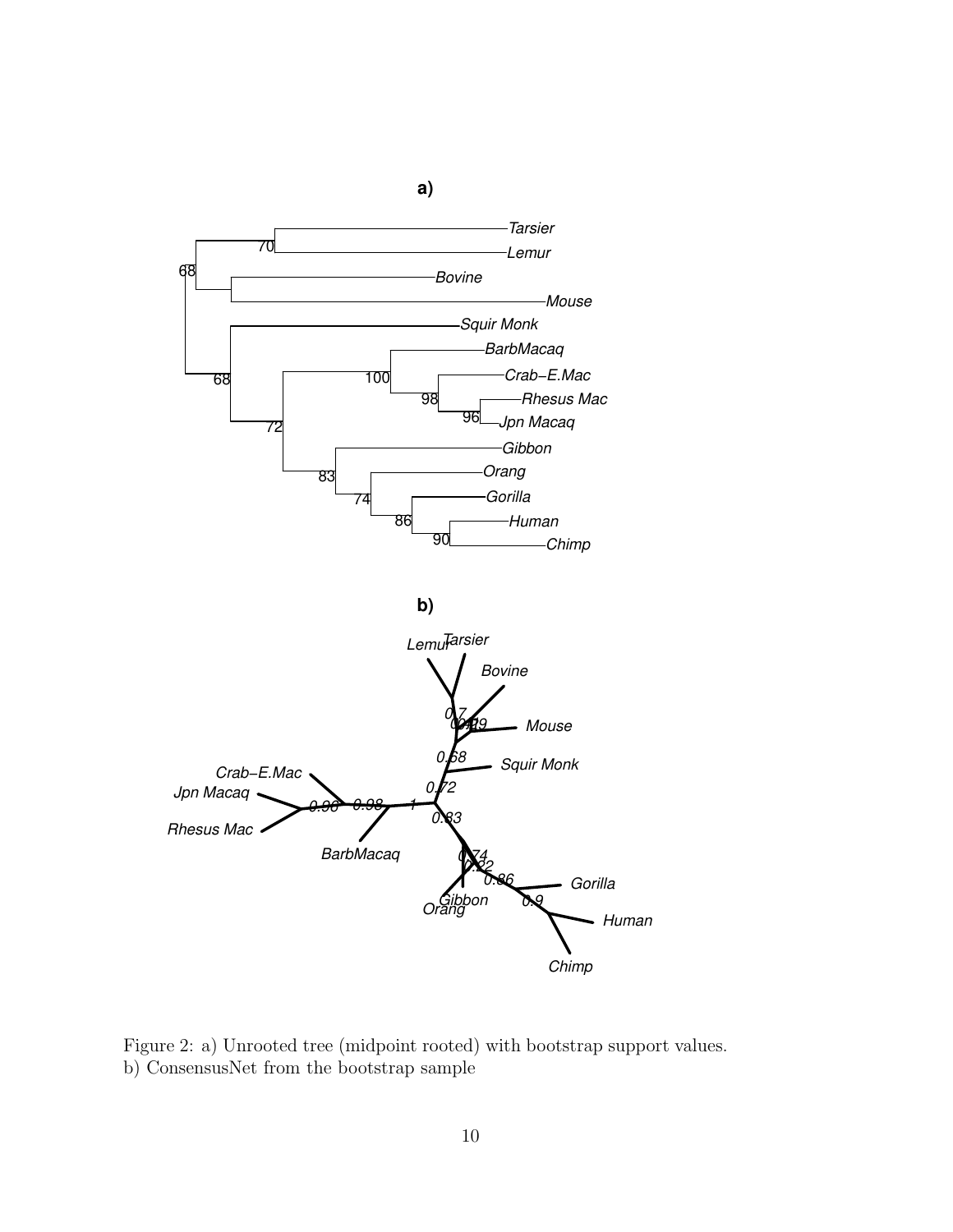Figure 2: a) Unrooted tree (midpoint rooted) with bootstrap support values.
b) ConsensusNet from the bootstrap sample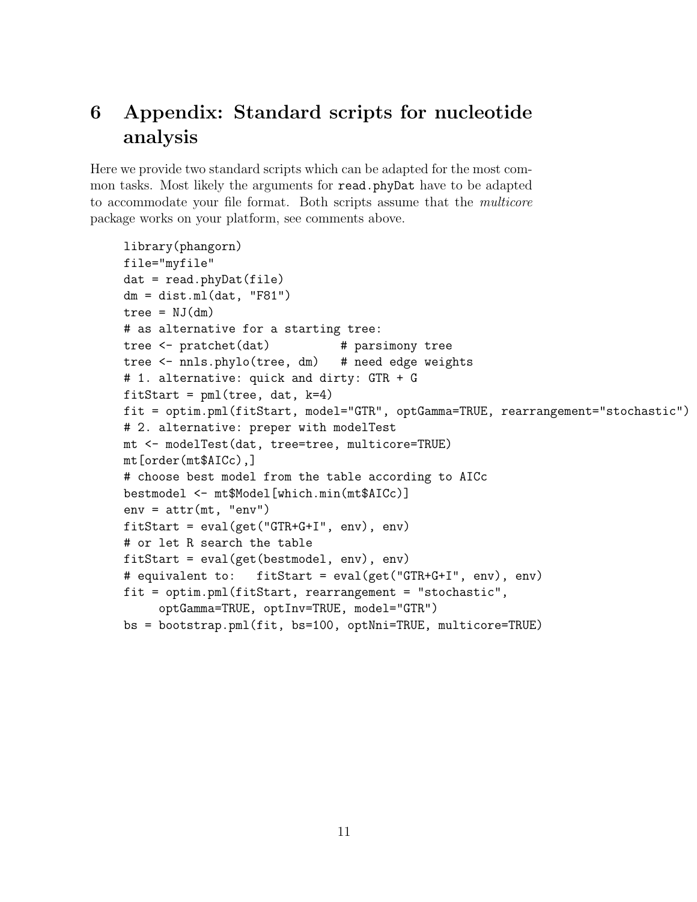# 6 Appendix: Standard scripts for nucleotide analysis

Here we provide two standard scripts which can be adapted for the most common tasks. Most likely the arguments for `read.phyDat` have to be adapted to accommodate your file format. Both scripts assume that the *multicore* package works on your platform, see comments above.

```
library(phangorn)
file="myfile"
dat = read.phyDat(file)
dm = dist.ml(dat, "F81")
tree = NJ(dm)
# as alternative for a starting tree:
tree <- pratchet(dat)          # parsimony tree
tree <- nnls.phylo(tree, dm)   # need edge weights
# 1. alternative: quick and dirty: GTR + G
fitStart = pml(tree, dat, k=4)
fit = optim.pml(fitStart, model="GTR", optGamma=TRUE, rearrangement="stochastic")
# 2. alternative: preper with modelTest
mt <- modelTest(dat, tree=tree, multicore=TRUE)
mt[order(mt$AICc),]
# choose best model from the table according to AICc
bestmodel <- mt$Model[which.min(mt$AICc)]
env = attr(mt, "env")
fitStart = eval(get("GTR+G+I", env), env)
# or let R search the table
fitStart = eval(get(bestmodel, env), env)
# equivalent to:   fitStart = eval(get("GTR+G+I", env), env)
fit = optim.pml(fitStart, rearrangement = "stochastic",
     optGamma=TRUE, optInv=TRUE, model="GTR")
bs = bootstrap.pml(fit, bs=100, optNni=TRUE, multicore=TRUE)
```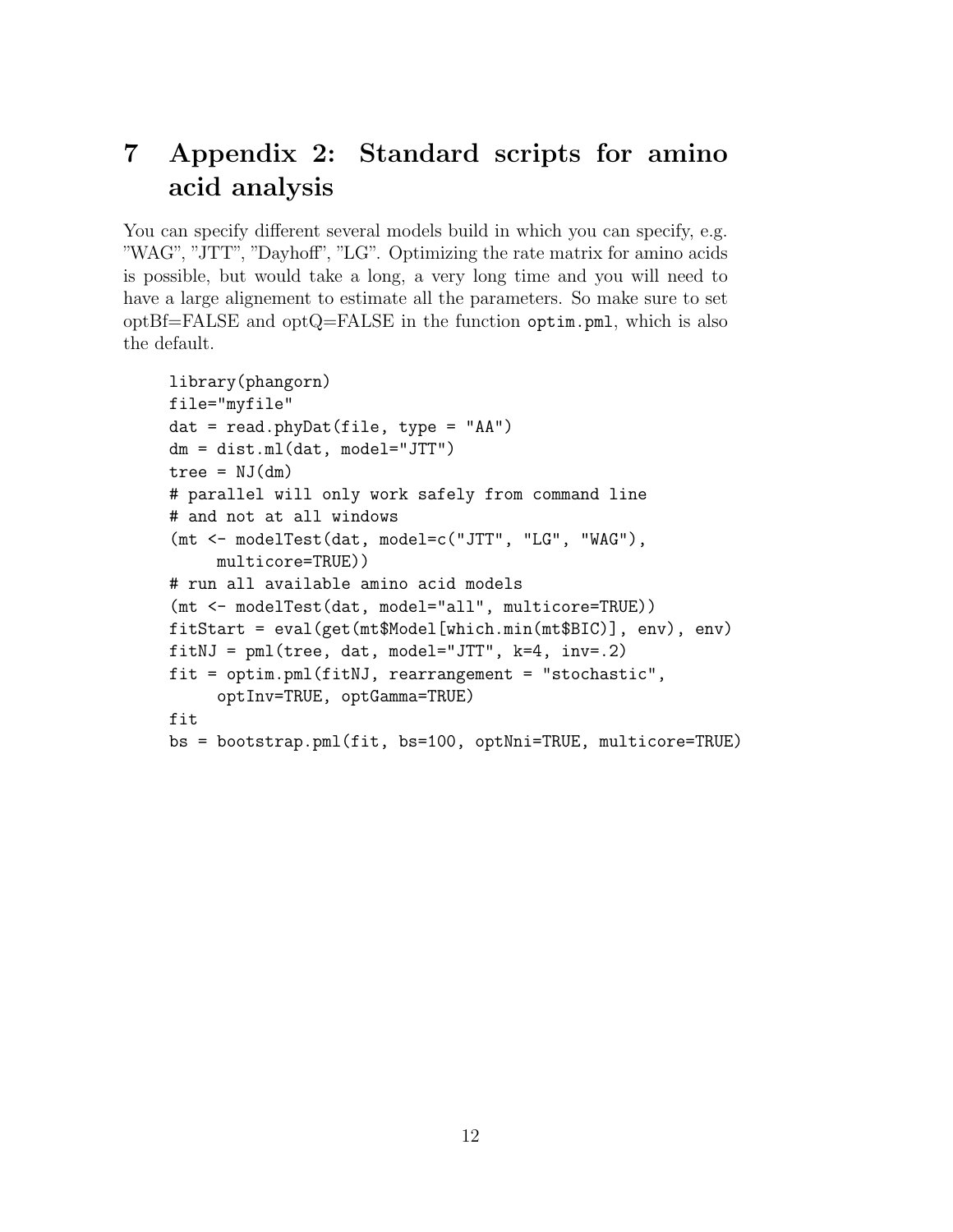# 7 Appendix 2: Standard scripts for amino acid analysis

You can specify different several models build in which you can specify, e.g. "WAG", "JTT", "Dayhoff", "LG". Optimizing the rate matrix for amino acids is possible, but would take a long, a very long time and you will need to have a large alignement to estimate all the parameters. So make sure to set optBf=FALSE and optQ=FALSE in the function `optim.pml`, which is also the default.

```
library(phangorn)
file="myfile"
dat = read.phyDat(file, type = "AA")
dm = dist.ml(dat, model="JTT")
tree = NJ(dm)
# parallel will only work safely from command line
# and not at all windows
(mt <- modelTest(dat, model=c("JTT", "LG", "WAG"),
     multicore=TRUE))
# run all available amino acid models
(mt <- modelTest(dat, model="all", multicore=TRUE))
fitStart = eval(get(mt$Model[which.min(mt$BIC)], env), env)
fitNJ = pml(tree, dat, model="JTT", k=4, inv=.2)
fit = optim.pml(fitNJ, rearrangement = "stochastic",
     optInv=TRUE, optGamma=TRUE)
fit
bs = bootstrap.pml(fit, bs=100, optNni=TRUE, multicore=TRUE)
```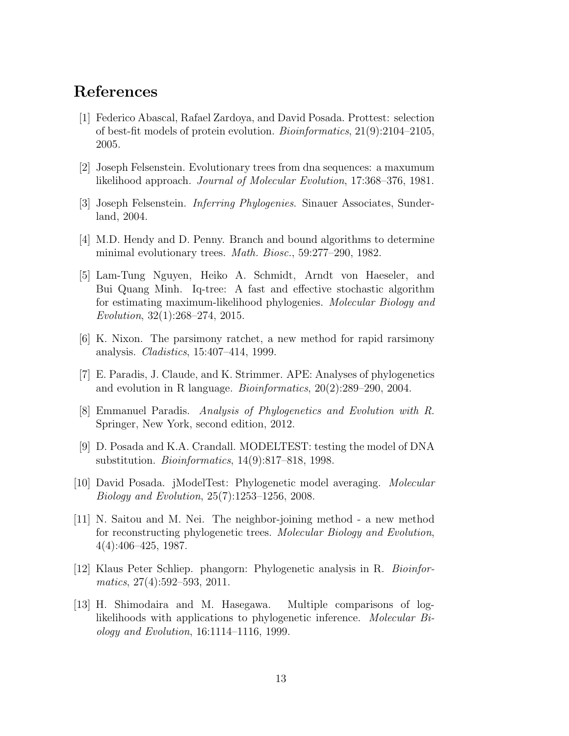## References

[1] Federico Abascal, Rafael Zardoya, and David Posada. Prottest: selection of best-fit models of protein evolution. *Bioinformatics*, 21(9):2104–2105, 2005.

[2] Joseph Felsenstein. Evolutionary trees from dna sequences: a maxumum likelihood approach. *Journal of Molecular Evolution*, 17:368–376, 1981.

[3] Joseph Felsenstein. *Inferring Phylogenies*. Sinauer Associates, Sunderland, 2004.

[4] M.D. Hendy and D. Penny. Branch and bound algorithms to determine minimal evolutionary trees. *Math. Biosc.*, 59:277–290, 1982.

[5] Lam-Tung Nguyen, Heiko A. Schmidt, Arndt von Haeseler, and Bui Quang Minh. Iq-tree: A fast and effective stochastic algorithm for estimating maximum-likelihood phylogenies. *Molecular Biology and Evolution*, 32(1):268–274, 2015.

[6] K. Nixon. The parsimony ratchet, a new method for rapid rarsimony analysis. *Cladistics*, 15:407–414, 1999.

[7] E. Paradis, J. Claude, and K. Strimmer. APE: Analyses of phylogenetics and evolution in R language. *Bioinformatics*, 20(2):289–290, 2004.

[8] Emmanuel Paradis. *Analysis of Phylogenetics and Evolution with R*. Springer, New York, second edition, 2012.

[9] D. Posada and K.A. Crandall. MODELTEST: testing the model of DNA substitution. *Bioinformatics*, 14(9):817–818, 1998.

[10] David Posada. jModelTest: Phylogenetic model averaging. *Molecular Biology and Evolution*, 25(7):1253–1256, 2008.

[11] N. Saitou and M. Nei. The neighbor-joining method - a new method for reconstructing phylogenetic trees. *Molecular Biology and Evolution*, 4(4):406–425, 1987.

[12] Klaus Peter Schliep. phangorn: Phylogenetic analysis in R. *Bioinformatics*, 27(4):592–593, 2011.

[13] H. Shimodaira and M. Hasegawa. Multiple comparisons of log-likelihoods with applications to phylogenetic inference. *Molecular Biology and Evolution*, 16:1114–1116, 1999.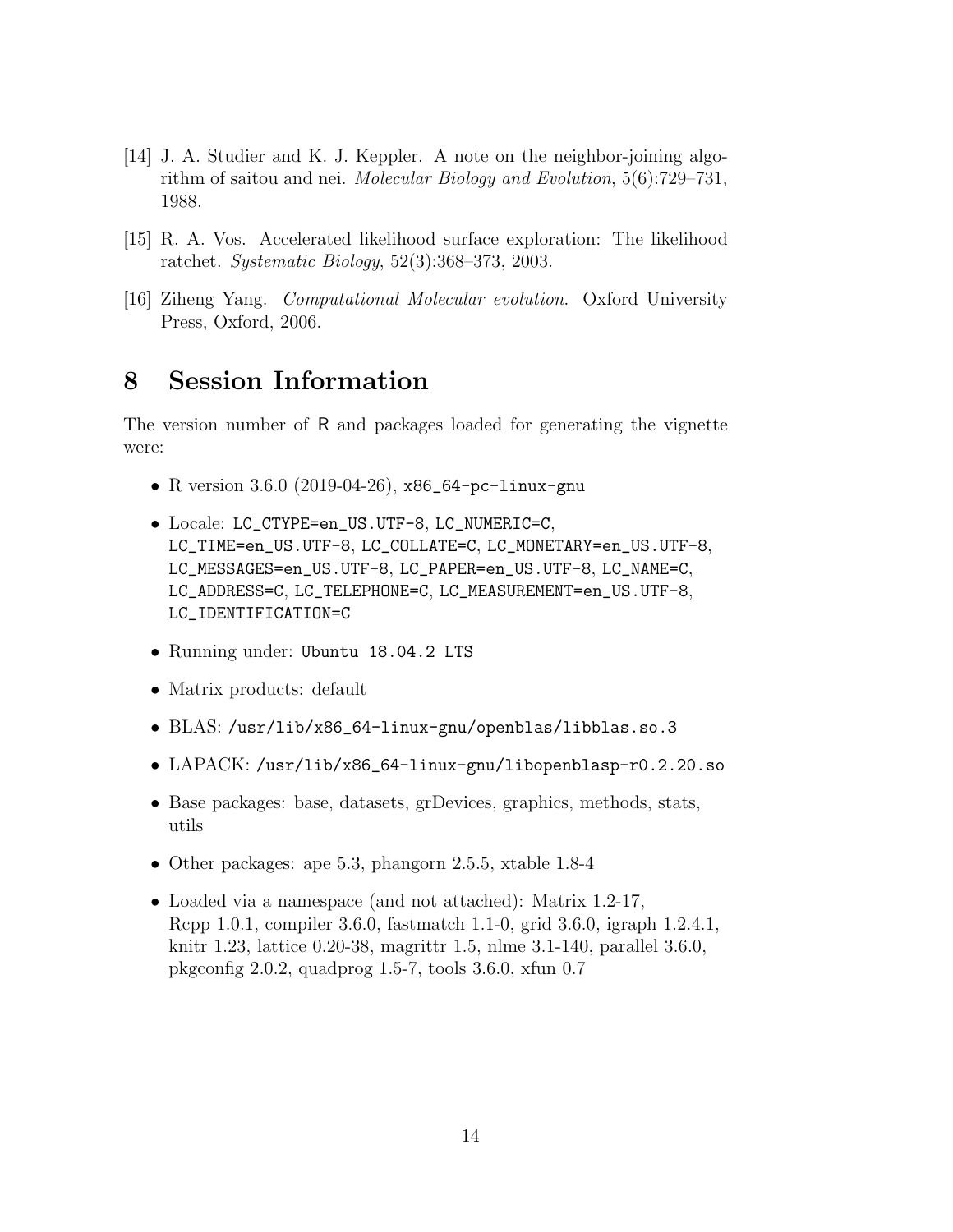[14] J. A. Studier and K. J. Keppler. A note on the neighbor-joining algorithm of saitou and nei. *Molecular Biology and Evolution*, 5(6):729–731, 1988.

[15] R. A. Vos. Accelerated likelihood surface exploration: The likelihood ratchet. *Systematic Biology*, 52(3):368–373, 2003.

[16] Ziheng Yang. *Computational Molecular evolution*. Oxford University Press, Oxford, 2006.

# 8 Session Information

The version number of R and packages loaded for generating the vignette were:

- R version 3.6.0 (2019-04-26), `x86_64-pc-linux-gnu`
- Locale: `LC_CTYPE=en_US.UTF-8`, `LC_NUMERIC=C`, `LC_TIME=en_US.UTF-8`, `LC_COLLATE=C`, `LC_MONETARY=en_US.UTF-8`, `LC_MESSAGES=en_US.UTF-8`, `LC_PAPER=en_US.UTF-8`, `LC_NAME=C`, `LC_ADDRESS=C`, `LC_TELEPHONE=C`, `LC_MEASUREMENT=en_US.UTF-8`, `LC_IDENTIFICATION=C`
- Running under: `Ubuntu 18.04.2 LTS`
- Matrix products: default
- BLAS: `/usr/lib/x86_64-linux-gnu/openblas/libblas.so.3`
- LAPACK: `/usr/lib/x86_64-linux-gnu/libopenblasp-r0.2.20.so`
- Base packages: base, datasets, grDevices, graphics, methods, stats, utils
- Other packages: ape 5.3, phangorn 2.5.5, xtable 1.8-4
- Loaded via a namespace (and not attached): Matrix 1.2-17, Rcpp 1.0.1, compiler 3.6.0, fastmatch 1.1-0, grid 3.6.0, igraph 1.2.4.1, knitr 1.23, lattice 0.20-38, magrittr 1.5, nlme 3.1-140, parallel 3.6.0, pkgconfig 2.0.2, quadprog 1.5-7, tools 3.6.0, xfun 0.7